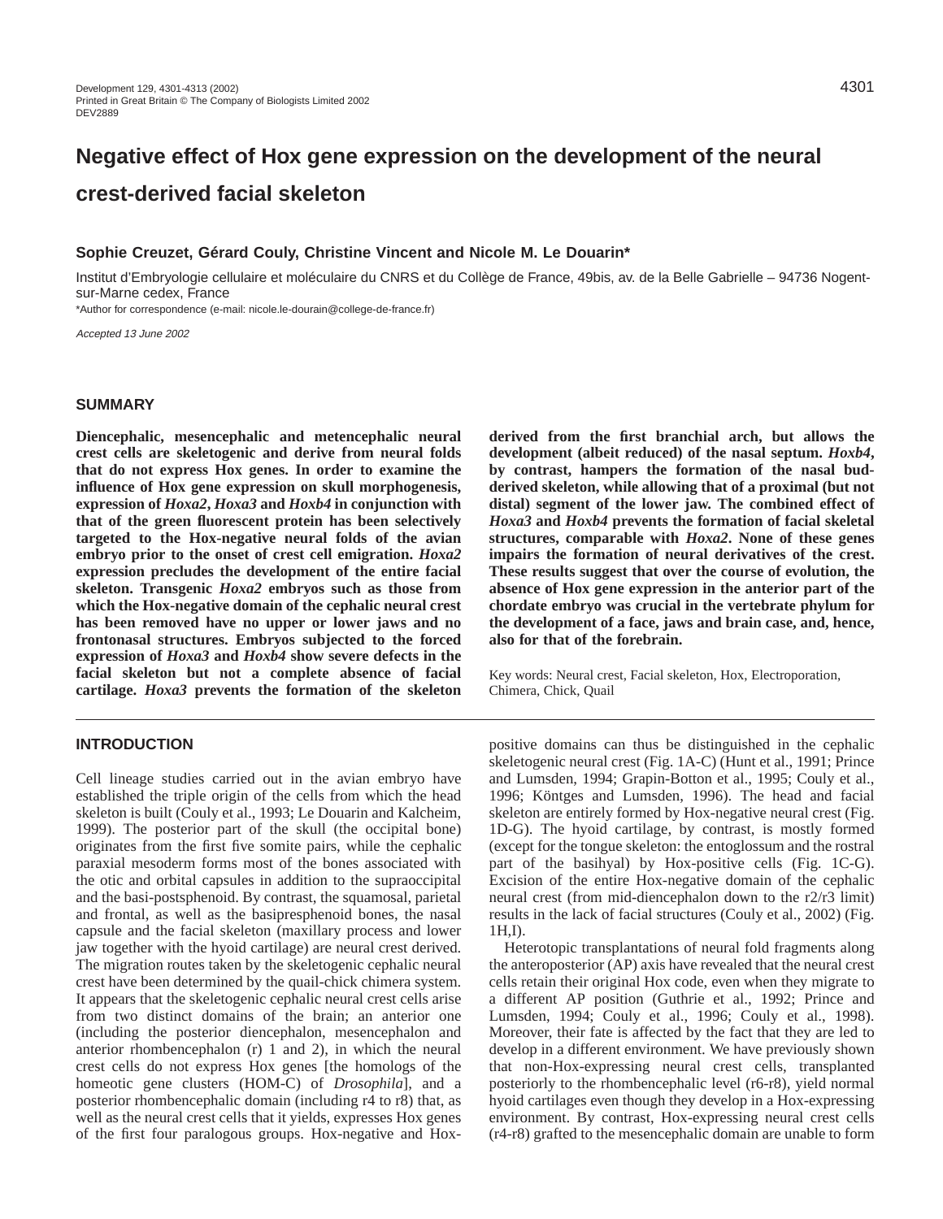# Negative effect of Hox gene expression on the development of the neural crest-derived facial skeleton

**Sophie Creuzet, Gérard Couly, Christine Vincent and Nicole M. Le Douarin***

Institut d'Embryologie cellulaire et moléculaire du CNRS et du Collège de France, 49bis, av. de la Belle Gabrielle – 94736 Nogent-sur-Marne cedex, France

*Author for correspondence (e-mail: nicole.le-dourain@college-de-france.fr)

*Accepted 13 June 2002*

## SUMMARY

**Diencephalic, mesencephalic and metencephalic neural crest cells are skeletogenic and derive from neural folds that do not express Hox genes. In order to examine the influence of Hox gene expression on skull morphogenesis, expression of *Hoxa2*, *Hoxa3* and *Hoxb4* in conjunction with that of the green fluorescent protein has been selectively targeted to the Hox-negative neural folds of the avian embryo prior to the onset of crest cell emigration. *Hoxa2* expression precludes the development of the entire facial skeleton. Transgenic *Hoxa2* embryos such as those from which the Hox-negative domain of the cephalic neural crest has been removed have no upper or lower jaws and no frontonasal structures. Embryos subjected to the forced expression of *Hoxa3* and *Hoxb4* show severe defects in the facial skeleton but not a complete absence of facial cartilage. *Hoxa3* prevents the formation of the skeleton derived from the first branchial arch, but allows the development (albeit reduced) of the nasal septum. *Hoxb4*, by contrast, hampers the formation of the nasal bud-derived skeleton, while allowing that of a proximal (but not distal) segment of the lower jaw. The combined effect of *Hoxa3* and *Hoxb4* prevents the formation of facial skeletal structures, comparable with *Hoxa2*. None of these genes impairs the formation of neural derivatives of the crest. These results suggest that over the course of evolution, the absence of Hox gene expression in the anterior part of the chordate embryo was crucial in the vertebrate phylum for the development of a face, jaws and brain case, and, hence, also for that of the forebrain.**

Key words: Neural crest, Facial skeleton, Hox, Electroporation, Chimera, Chick, Quail

## INTRODUCTION

Cell lineage studies carried out in the avian embryo have established the triple origin of the cells from which the head skeleton is built (Couly et al., 1993; Le Douarin and Kalcheim, 1999). The posterior part of the skull (the occipital bone) originates from the first five somite pairs, while the cephalic paraxial mesoderm forms most of the bones associated with the otic and orbital capsules in addition to the supraoccipital and the basi-postsphenoid. By contrast, the squamosal, parietal and frontal, as well as the basipresphenoid bones, the nasal capsule and the facial skeleton (maxillary process and lower jaw together with the hyoid cartilage) are neural crest derived. The migration routes taken by the skeletogenic cephalic neural crest have been determined by the quail-chick chimera system. It appears that the skeletogenic cephalic neural crest cells arise from two distinct domains of the brain; an anterior one (including the posterior diencephalon, mesencephalon and anterior rhombencephalon (r) 1 and 2), in which the neural crest cells do not express Hox genes [the homologs of the homeotic gene clusters (HOM-C) of *Drosophila*], and a posterior rhombencephalic domain (including r4 to r8) that, as well as the neural crest cells that it yields, expresses Hox genes of the first four paralogous groups. Hox-negative and Hox-positive domains can thus be distinguished in the cephalic skeletogenic neural crest (Fig. 1A-C) (Hunt et al., 1991; Prince and Lumsden, 1994; Grapin-Botton et al., 1995; Couly et al., 1996; Köntges and Lumsden, 1996). The head and facial skeleton are entirely formed by Hox-negative neural crest (Fig. 1D-G). The hyoid cartilage, by contrast, is mostly formed (except for the tongue skeleton: the entoglossum and the rostral part of the basihyal) by Hox-positive cells (Fig. 1C-G). Excision of the entire Hox-negative domain of the cephalic neural crest (from mid-diencephalon down to the r2/r3 limit) results in the lack of facial structures (Couly et al., 2002) (Fig. 1H,I).

Heterotopic transplantations of neural fold fragments along the anteroposterior (AP) axis have revealed that the neural crest cells retain their original Hox code, even when they migrate to a different AP position (Guthrie et al., 1992; Prince and Lumsden, 1994; Couly et al., 1996; Couly et al., 1998). Moreover, their fate is affected by the fact that they are led to develop in a different environment. We have previously shown that non-Hox-expressing neural crest cells, transplanted posteriorly to the rhombencephalic level (r6-r8), yield normal hyoid cartilages even though they develop in a Hox-expressing environment. By contrast, Hox-expressing neural crest cells (r4-r8) grafted to the mesencephalic domain are unable to form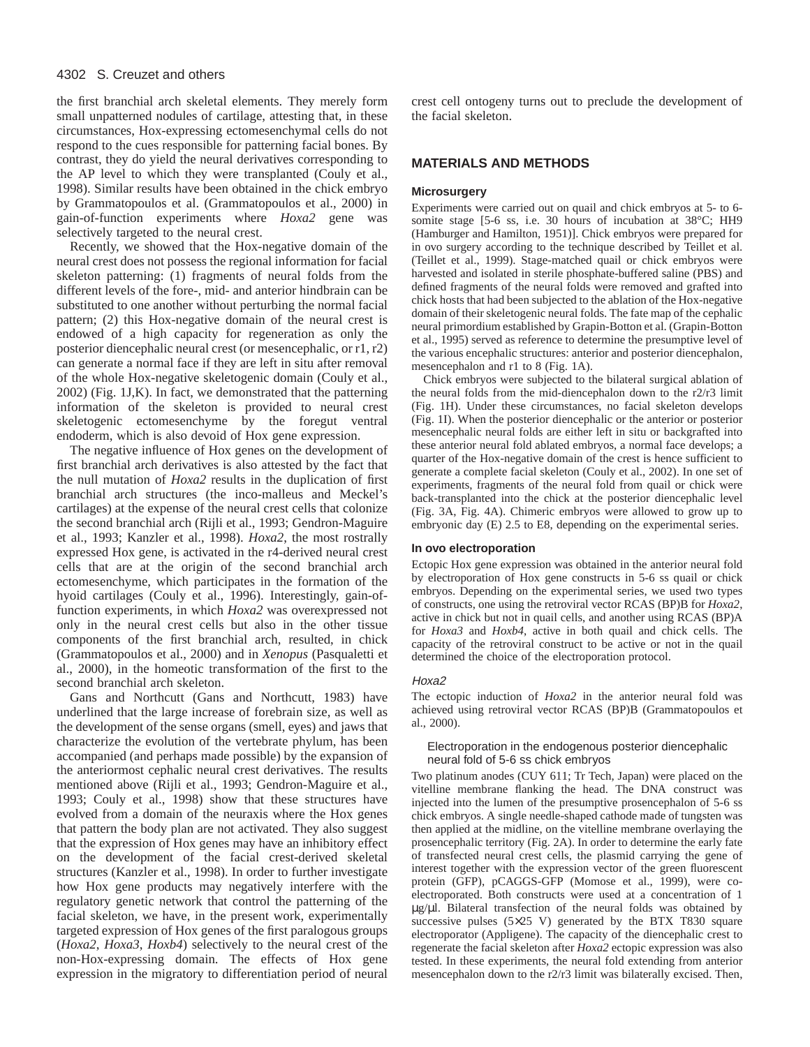the first branchial arch skeletal elements. They merely form small unpatterned nodules of cartilage, attesting that, in these circumstances, Hox-expressing ectomesenchymal cells do not respond to the cues responsible for patterning facial bones. By contrast, they do yield the neural derivatives corresponding to the AP level to which they were transplanted (Couly et al., 1998). Similar results have been obtained in the chick embryo by Grammatopoulos et al. (Grammatopoulos et al., 2000) in gain-of-function experiments where *Hoxa2* gene was selectively targeted to the neural crest.

Recently, we showed that the Hox-negative domain of the neural crest does not possess the regional information for facial skeleton patterning: (1) fragments of neural folds from the different levels of the fore-, mid- and anterior hindbrain can be substituted to one another without perturbing the normal facial pattern; (2) this Hox-negative domain of the neural crest is endowed of a high capacity for regeneration as only the posterior diencephalic neural crest (or mesencephalic, or r1, r2) can generate a normal face if they are left in situ after removal of the whole Hox-negative skeletogenic domain (Couly et al., 2002) (Fig. 1J,K). In fact, we demonstrated that the patterning information of the skeleton is provided to neural crest skeletogenic ectomesenchyme by the foregut ventral endoderm, which is also devoid of Hox gene expression.

The negative influence of Hox genes on the development of first branchial arch derivatives is also attested by the fact that the null mutation of *Hoxa2* results in the duplication of first branchial arch structures (the inco-malleus and Meckel's cartilages) at the expense of the neural crest cells that colonize the second branchial arch (Rijli et al., 1993; Gendron-Maguire et al., 1993; Kanzler et al., 1998). *Hoxa2*, the most rostrally expressed Hox gene, is activated in the r4-derived neural crest cells that are at the origin of the second branchial arch ectomesenchyme, which participates in the formation of the hyoid cartilages (Couly et al., 1996). Interestingly, gain-of-function experiments, in which *Hoxa2* was overexpressed not only in the neural crest cells but also in the other tissue components of the first branchial arch, resulted, in chick (Grammatopoulos et al., 2000) and in *Xenopus* (Pasqualetti et al., 2000), in the homeotic transformation of the first to the second branchial arch skeleton.

Gans and Northcutt (Gans and Northcutt, 1983) have underlined that the large increase of forebrain size, as well as the development of the sense organs (smell, eyes) and jaws that characterize the evolution of the vertebrate phylum, has been accompanied (and perhaps made possible) by the expansion of the anteriormost cephalic neural crest derivatives. The results mentioned above (Rijli et al., 1993; Gendron-Maguire et al., 1993; Couly et al., 1998) show that these structures have evolved from a domain of the neuraxis where the Hox genes that pattern the body plan are not activated. They also suggest that the expression of Hox genes may have an inhibitory effect on the development of the facial crest-derived skeletal structures (Kanzler et al., 1998). In order to further investigate how Hox gene products may negatively interfere with the regulatory genetic network that control the patterning of the facial skeleton, we have, in the present work, experimentally targeted expression of Hox genes of the first paralogous groups (*Hoxa2*, *Hoxa3*, *Hoxb4*) selectively to the neural crest of the non-Hox-expressing domain. The effects of Hox gene expression in the migratory to differentiation period of neural crest cell ontogeny turns out to preclude the development of the facial skeleton.

## MATERIALS AND METHODS

### Microsurgery

Experiments were carried out on quail and chick embryos at 5- to 6-somite stage [5-6 ss, i.e. 30 hours of incubation at 38°C; HH9 (Hamburger and Hamilton, 1951)]. Chick embryos were prepared for in ovo surgery according to the technique described by Teillet et al. (Teillet et al., 1999). Stage-matched quail or chick embryos were harvested and isolated in sterile phosphate-buffered saline (PBS) and defined fragments of the neural folds were removed and grafted into chick hosts that had been subjected to the ablation of the Hox-negative domain of their skeletogenic neural folds. The fate map of the cephalic neural primordium established by Grapin-Botton et al. (Grapin-Botton et al., 1995) served as reference to determine the presumptive level of the various encephalic structures: anterior and posterior diencephalon, mesencephalon and r1 to 8 (Fig. 1A).

Chick embryos were subjected to the bilateral surgical ablation of the neural folds from the mid-diencephalon down to the r2/r3 limit (Fig. 1H). Under these circumstances, no facial skeleton develops (Fig. 1I). When the posterior diencephalic or the anterior or posterior mesencephalic neural folds are either left in situ or backgrafted into these anterior neural fold ablated embryos, a normal face develops; a quarter of the Hox-negative domain of the crest is hence sufficient to generate a complete facial skeleton (Couly et al., 2002). In one set of experiments, fragments of the neural fold from quail or chick were back-transplanted into the chick at the posterior diencephalic level (Fig. 3A, Fig. 4A). Chimeric embryos were allowed to grow up to embryonic day (E) 2.5 to E8, depending on the experimental series.

### In ovo electroporation

Ectopic Hox gene expression was obtained in the anterior neural fold by electroporation of Hox gene constructs in 5-6 ss quail or chick embryos. Depending on the experimental series, we used two types of constructs, one using the retroviral vector RCAS (BP)B for *Hoxa2*, active in chick but not in quail cells, and another using RCAS (BP)A for *Hoxa3* and *Hoxb4*, active in both quail and chick cells. The capacity of the retroviral construct to be active or not in the quail determined the choice of the electroporation protocol.

#### *Hoxa2*

The ectopic induction of *Hoxa2* in the anterior neural fold was achieved using retroviral vector RCAS (BP)B (Grammatopoulos et al., 2000).

##### Electroporation in the endogenous posterior diencephalic neural fold of 5-6 ss chick embryos

Two platinum anodes (CUY 611; Tr Tech, Japan) were placed on the vitelline membrane flanking the head. The DNA construct was injected into the lumen of the presumptive prosencephalon of 5-6 ss chick embryos. A single needle-shaped cathode made of tungsten was then applied at the midline, on the vitelline membrane overlaying the prosencephalic territory (Fig. 2A). In order to determine the early fate of transfected neural crest cells, the plasmid carrying the gene of interest together with the expression vector of the green fluorescent protein (GFP), pCAGGS-GFP (Momose et al., 1999), were co-electroporated. Both constructs were used at a concentration of 1 μg/μl. Bilateral transfection of the neural folds was obtained by successive pulses (5×25 V) generated by the BTX T830 square electroporator (Appligene). The capacity of the diencephalic crest to regenerate the facial skeleton after *Hoxa2* ectopic expression was also tested. In these experiments, the neural fold extending from anterior mesencephalon down to the r2/r3 limit was bilaterally excised. Then,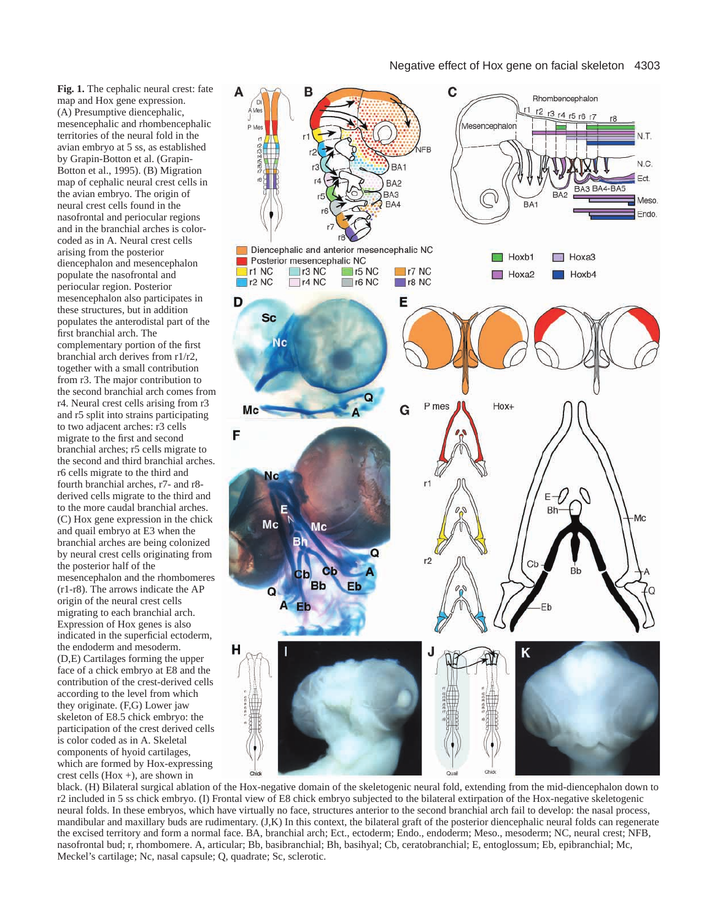**Fig. 1.** The cephalic neural crest: fate map and Hox gene expression. (A) Presumptive diencephalic, mesencephalic and rhombencephalic territories of the neural fold in the avian embryo at 5 ss, as established by Grapin-Botton et al. (Grapin-Botton et al., 1995). (B) Migration map of cephalic neural crest cells in the avian embryo. The origin of neural crest cells found in the nasofrontal and periocular regions and in the branchial arches is color-coded as in A. Neural crest cells arising from the posterior diencephalon and mesencephalon populate the nasofrontal and periocular region. Posterior mesencephalon also participates in these structures, but in addition populates the anterodistal part of the first branchial arch. The complementary portion of the first branchial arch derives from r1/r2, together with a small contribution from r3. The major contribution to the second branchial arch comes from r4. Neural crest cells arising from r3 and r5 split into strains participating to two adjacent arches: r3 cells migrate to the first and second branchial arches; r5 cells migrate to the second and third branchial arches. r6 cells migrate to the third and fourth branchial arches, r7- and r8-derived cells migrate to the third and to the more caudal branchial arches. (C) Hox gene expression in the chick and quail embryo at E3 when the branchial arches are being colonized by neural crest cells originating from the posterior half of the mesencephalon and the rhombomeres (r1-r8). The arrows indicate the AP origin of the neural crest cells migrating to each branchial arch. Expression of Hox genes is also indicated in the superficial ectoderm, the endoderm and mesoderm. (D,E) Cartilages forming the upper face of a chick embryo at E8 and the contribution of the crest-derived cells according to the level from which they originate. (F,G) Lower jaw skeleton of E8.5 chick embryo: the participation of the crest derived cells is color coded as in A. Skeletal components of hyoid cartilages, which are formed by Hox-expressing crest cells (Hox +), are shown in black. (H) Bilateral surgical ablation of the Hox-negative domain of the skeletogenic neural fold, extending from the mid-diencephalon down to r2 included in 5 ss chick embryo. (I) Frontal view of E8 chick embryo subjected to the bilateral extirpation of the Hox-negative skeletogenic neural folds. In these embryos, which have virtually no face, structures anterior to the second branchial arch fail to develop: the nasal process, mandibular and maxillary buds are rudimentary. (J,K) In this context, the bilateral graft of the posterior diencephalic neural folds can regenerate the excised territory and form a normal face. BA, branchial arch; Ect., ectoderm; Endo., endoderm; Meso., mesoderm; NC, neural crest; NFB, nasofrontal bud; r, rhombomere. A, articular; Bb, basibranchial; Bh, basihyal; Cb, ceratobranchial; E, entoglossum; Eb, epibranchial; Mc, Meckel's cartilage; Nc, nasal capsule; Q, quadrate; Sc, sclerotic.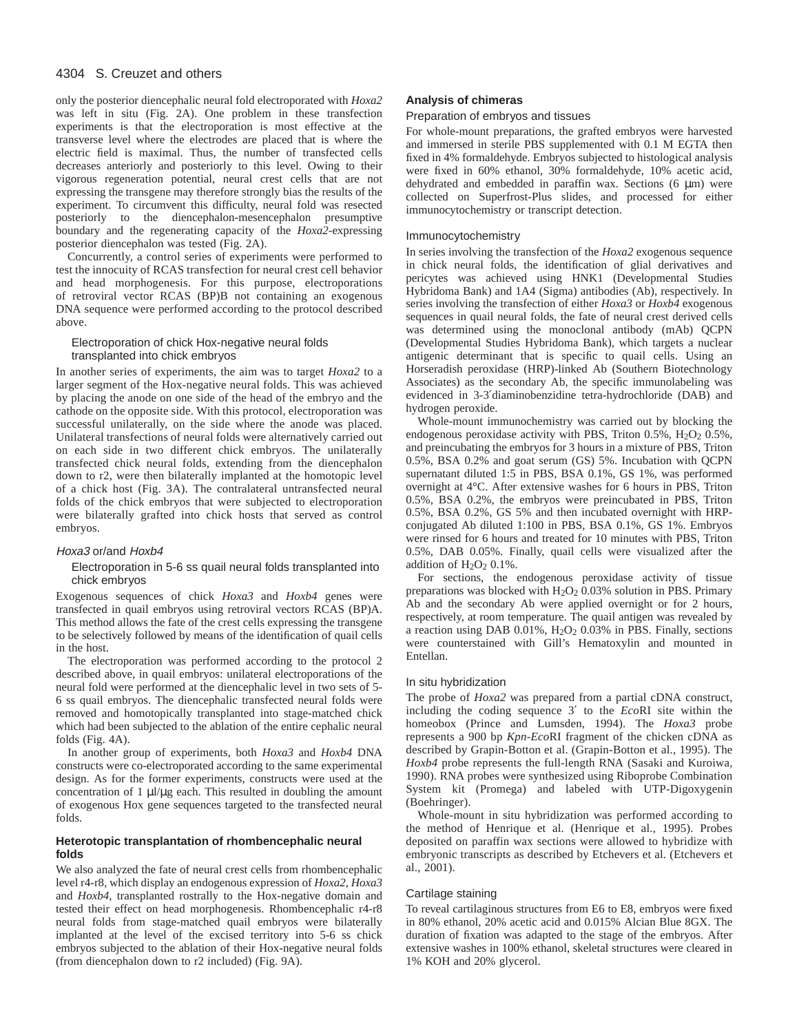only the posterior diencephalic neural fold electroporated with *Hoxa2* was left in situ (Fig. 2A). One problem in these transfection experiments is that the electroporation is most effective at the transverse level where the electrodes are placed that is where the electric field is maximal. Thus, the number of transfected cells decreases anteriorly and posteriorly to this level. Owing to their vigorous regeneration potential, neural crest cells that are not expressing the transgene may therefore strongly bias the results of the experiment. To circumvent this difficulty, neural fold was resected posteriorly to the diencephalon-mesencephalon presumptive boundary and the regenerating capacity of the *Hoxa2*-expressing posterior diencephalon was tested (Fig. 2A).

Concurrently, a control series of experiments were performed to test the innocuity of RCAS transfection for neural crest cell behavior and head morphogenesis. For this purpose, electroporations of retroviral vector RCAS (BP)B not containing an exogenous DNA sequence were performed according to the protocol described above.

#### Electroporation of chick Hox-negative neural folds transplanted into chick embryos

In another series of experiments, the aim was to target *Hoxa2* to a larger segment of the Hox-negative neural folds. This was achieved by placing the anode on one side of the head of the embryo and the cathode on the opposite side. With this protocol, electroporation was successful unilaterally, on the side where the anode was placed. Unilateral transfections of neural folds were alternatively carried out on each side in two different chick embryos. The unilaterally transfected chick neural folds, extending from the diencephalon down to r2, were then bilaterally implanted at the homotopic level of a chick host (Fig. 3A). The contralateral untransfected neural folds of the chick embryos that were subjected to electroporation were bilaterally grafted into chick hosts that served as control embryos.

### *Hoxa3* or/and *Hoxb4*

#### Electroporation in 5-6 ss quail neural folds transplanted into chick embryos

Exogenous sequences of chick *Hoxa3* and *Hoxb4* genes were transfected in quail embryos using retroviral vectors RCAS (BP)A. This method allows the fate of the crest cells expressing the transgene to be selectively followed by means of the identification of quail cells in the host.

The electroporation was performed according to the protocol 2 described above, in quail embryos: unilateral electroporations of the neural fold were performed at the diencephalic level in two sets of 5-6 ss quail embryos. The diencephalic transfected neural folds were removed and homotopically transplanted into stage-matched chick which had been subjected to the ablation of the entire cephalic neural folds (Fig. 4A).

In another group of experiments, both *Hoxa3* and *Hoxb4* DNA constructs were co-electroporated according to the same experimental design. As for the former experiments, constructs were used at the concentration of 1 µl/µg each. This resulted in doubling the amount of exogenous Hox gene sequences targeted to the transfected neural folds.

## Heterotopic transplantation of rhombencephalic neural folds

We also analyzed the fate of neural crest cells from rhombencephalic level r4-r8, which display an endogenous expression of *Hoxa2*, *Hoxa3* and *Hoxb4*, transplanted rostrally to the Hox-negative domain and tested their effect on head morphogenesis. Rhombencephalic r4-r8 neural folds from stage-matched quail embryos were bilaterally implanted at the level of the excised territory into 5-6 ss chick embryos subjected to the ablation of their Hox-negative neural folds (from diencephalon down to r2 included) (Fig. 9A).

## Analysis of chimeras

### Preparation of embryos and tissues

For whole-mount preparations, the grafted embryos were harvested and immersed in sterile PBS supplemented with 0.1 M EGTA then fixed in 4% formaldehyde. Embryos subjected to histological analysis were fixed in 60% ethanol, 30% formaldehyde, 10% acetic acid, dehydrated and embedded in paraffin wax. Sections (6 µm) were collected on Superfrost-Plus slides, and processed for either immunocytochemistry or transcript detection.

### Immunocytochemistry

In series involving the transfection of the *Hoxa2* exogenous sequence in chick neural folds, the identification of glial derivatives and pericytes was achieved using HNK1 (Developmental Studies Hybridoma Bank) and 1A4 (Sigma) antibodies (Ab), respectively. In series involving the transfection of either *Hoxa3* or *Hoxb4* exogenous sequences in quail neural folds, the fate of neural crest derived cells was determined using the monoclonal antibody (mAb) QCPN (Developmental Studies Hybridoma Bank), which targets a nuclear antigenic determinant that is specific to quail cells. Using an Horseradish peroxidase (HRP)-linked Ab (Southern Biotechnology Associates) as the secondary Ab, the specific immunolabeling was evidenced in 3-3′diaminobenzidine tetra-hydrochloride (DAB) and hydrogen peroxide.

Whole-mount immunochemistry was carried out by blocking the endogenous peroxidase activity with PBS, Triton 0.5%, $H_2O_2$ 0.5%, and preincubating the embryos for 3 hours in a mixture of PBS, Triton 0.5%, BSA 0.2% and goat serum (GS) 5%. Incubation with QCPN supernatant diluted 1:5 in PBS, BSA 0.1%, GS 1%, was performed overnight at 4°C. After extensive washes for 6 hours in PBS, Triton 0.5%, BSA 0.2%, the embryos were preincubated in PBS, Triton 0.5%, BSA 0.2%, GS 5% and then incubated overnight with HRP-conjugated Ab diluted 1:100 in PBS, BSA 0.1%, GS 1%. Embryos were rinsed for 6 hours and treated for 10 minutes with PBS, Triton 0.5%, DAB 0.05%. Finally, quail cells were visualized after the addition of $H_2O_2$ 0.1%.

For sections, the endogenous peroxidase activity of tissue preparations was blocked with $H_2O_2$ 0.03% solution in PBS. Primary Ab and the secondary Ab were applied overnight or for 2 hours, respectively, at room temperature. The quail antigen was revealed by a reaction using DAB 0.01%, $H_2O_2$ 0.03% in PBS. Finally, sections were counterstained with Gill's Hematoxylin and mounted in Entellan.

### In situ hybridization

The probe of *Hoxa2* was prepared from a partial cDNA construct, including the coding sequence 3′ to the *Eco*RI site within the homeobox (Prince and Lumsden, 1994). The *Hoxa3* probe represents a 900 bp *Kpn-Eco*RI fragment of the chicken cDNA as described by Grapin-Botton et al. (Grapin-Botton et al., 1995). The *Hoxb4* probe represents the full-length RNA (Sasaki and Kuroiwa, 1990). RNA probes were synthesized using Riboprobe Combination System kit (Promega) and labeled with UTP-Digoxygenin (Boehringer).

Whole-mount in situ hybridization was performed according to the method of Henrique et al. (Henrique et al., 1995). Probes deposited on paraffin wax sections were allowed to hybridize with embryonic transcripts as described by Etchevers et al. (Etchevers et al., 2001).

### Cartilage staining

To reveal cartilaginous structures from E6 to E8, embryos were fixed in 80% ethanol, 20% acetic acid and 0.015% Alcian Blue 8GX. The duration of fixation was adapted to the stage of the embryos. After extensive washes in 100% ethanol, skeletal structures were cleared in 1% KOH and 20% glycerol.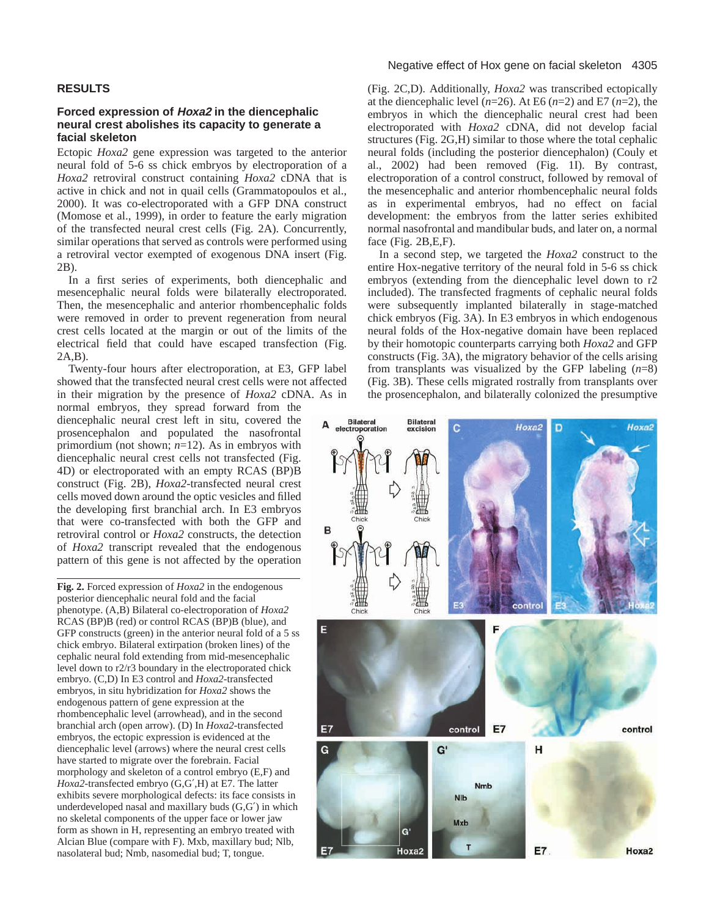## RESULTS

### Forced expression of *Hoxa2* in the diencephalic neural crest abolishes its capacity to generate a facial skeleton

Ectopic *Hoxa2* gene expression was targeted to the anterior neural fold of 5-6 ss chick embryos by electroporation of a *Hoxa2* retroviral construct containing *Hoxa2* cDNA that is active in chick and not in quail cells (Grammatopoulos et al., 2000). It was co-electroporated with a GFP DNA construct (Momose et al., 1999), in order to feature the early migration of the transfected neural crest cells (Fig. 2A). Concurrently, similar operations that served as controls were performed using a retroviral vector exempted of exogenous DNA insert (Fig. 2B).

In a first series of experiments, both diencephalic and mesencephalic neural folds were bilaterally electroporated. Then, the mesencephalic and anterior rhombencephalic folds were removed in order to prevent regeneration from neural crest cells located at the margin or out of the limits of the electrical field that could have escaped transfection (Fig. 2A,B).

Twenty-four hours after electroporation, at E3, GFP label showed that the transfected neural crest cells were not affected in their migration by the presence of *Hoxa2* cDNA. As in normal embryos, they spread forward from the diencephalic neural crest left in situ, covered the prosencephalon and populated the nasofrontal primordium (not shown; *n*=12). As in embryos with diencephalic neural crest cells not transfected (Fig. 4D) or electroporated with an empty RCAS (BP)B construct (Fig. 2B), *Hoxa2*-transfected neural crest cells moved down around the optic vesicles and filled the developing first branchial arch. In E3 embryos that were co-transfected with both the GFP and retroviral control or *Hoxa2* constructs, the detection of *Hoxa2* transcript revealed that the endogenous pattern of this gene is not affected by the operation (Fig. 2C,D). Additionally, *Hoxa2* was transcribed ectopically at the diencephalic level (*n*=26). At E6 (*n*=2) and E7 (*n*=2), the embryos in which the diencephalic neural crest had been electroporated with *Hoxa2* cDNA, did not develop facial structures (Fig. 2G,H) similar to those where the total cephalic neural folds (including the posterior diencephalon) (Couly et al., 2002) had been removed (Fig. 1I). By contrast, electroporation of a control construct, followed by removal of the mesencephalic and anterior rhombencephalic neural folds as in experimental embryos, had no effect on facial development: the embryos from the latter series exhibited normal nasofrontal and mandibular buds, and later on, a normal face (Fig. 2B,E,F).

In a second step, we targeted the *Hoxa2* construct to the entire Hox-negative territory of the neural fold in 5-6 ss chick embryos (extending from the diencephalic level down to r2 included). The transfected fragments of cephalic neural folds were subsequently implanted bilaterally in stage-matched chick embryos (Fig. 3A). In E3 embryos in which endogenous neural folds of the Hox-negative domain have been replaced by their homotopic counterparts carrying both *Hoxa2* and GFP constructs (Fig. 3A), the migratory behavior of the cells arising from transplants was visualized by the GFP labeling (*n*=8) (Fig. 3B). These cells migrated rostrally from transplants over the prosencephalon, and bilaterally colonized the presumptive

**Fig. 2.** Forced expression of *Hoxa2* in the endogenous posterior diencephalic neural fold and the facial phenotype. (A,B) Bilateral co-electroporation of *Hoxa2* RCAS (BP)B (red) or control RCAS (BP)B (blue), and GFP constructs (green) in the anterior neural fold of a 5 ss chick embryo. Bilateral extirpation (broken lines) of the cephalic neural fold extending from mid-mesencephalic level down to r2/r3 boundary in the electroporated chick embryo. (C,D) In E3 control and *Hoxa2*-transfected embryos, in situ hybridization for *Hoxa2* shows the endogenous pattern of gene expression at the rhombencephalic level (arrowhead), and in the second branchial arch (open arrow). (D) In *Hoxa2*-transfected embryos, the ectopic expression is evidenced at the diencephalic level (arrows) where the neural crest cells have started to migrate over the forebrain. Facial morphology and skeleton of a control embryo (E,F) and *Hoxa2*-transfected embryo (G,G′,H) at E7. The latter exhibits severe morphological defects: its face consists in underdeveloped nasal and maxillary buds (G,G′) in which no skeletal components of the upper face or lower jaw form as shown in H, representing an embryo treated with Alcian Blue (compare with F). Mxb, maxillary bud; Nlb, nasolateral bud; Nmb, nasomedial bud; T, tongue.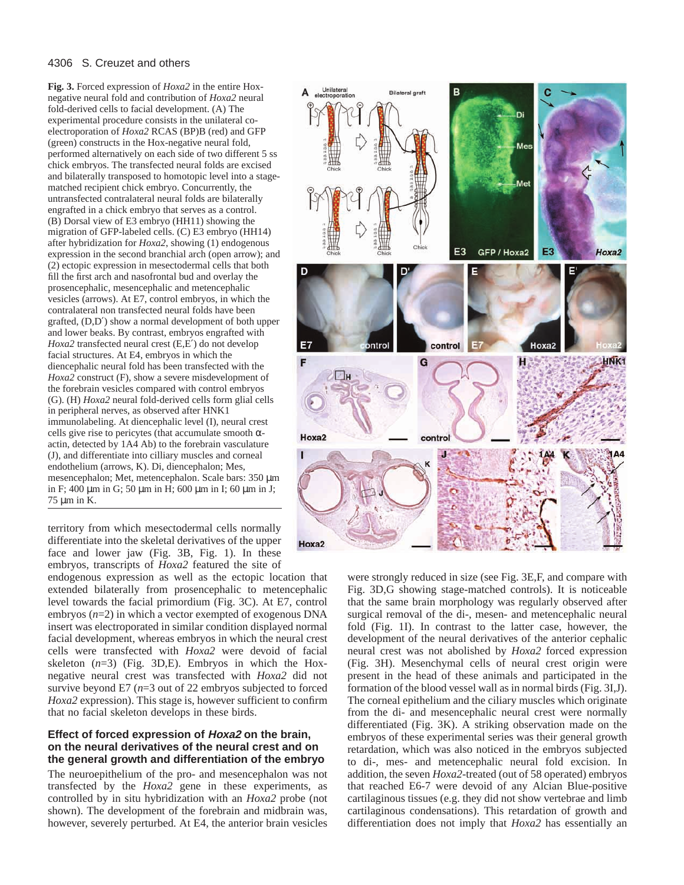**Fig. 3.** Forced expression of *Hoxa2* in the entire Hox-negative neural fold and contribution of *Hoxa2* neural fold-derived cells to facial development. (A) The experimental procedure consists in the unilateral co-electroporation of *Hoxa2* RCAS (BP)B (red) and GFP (green) constructs in the Hox-negative neural fold, performed alternatively on each side of two different 5 ss chick embryos. The transfected neural folds are excised and bilaterally transposed to homotopic level into a stage-matched recipient chick embryo. Concurrently, the untransfected contralateral neural folds are bilaterally engrafted in a chick embryo that serves as a control. (B) Dorsal view of E3 embryo (HH11) showing the migration of GFP-labeled cells. (C) E3 embryo (HH14) after hybridization for *Hoxa2*, showing (1) endogenous expression in the second branchial arch (open arrow); and (2) ectopic expression in mesectodermal cells that both fill the first arch and nasofrontal bud and overlay the prosencephalic, mesencephalic and metencephalic vesicles (arrows). At E7, control embryos, in which the contralateral non transfected neural folds have been grafted, (D,D′) show a normal development of both upper and lower beaks. By contrast, embryos engrafted with *Hoxa2* transfected neural crest (E,E′) do not develop facial structures. At E4, embryos in which the diencephalic neural fold has been transfected with the *Hoxa2* construct (F), show a severe misdevelopment of the forebrain vesicles compared with control embryos (G). (H) *Hoxa2* neural fold-derived cells form glial cells in peripheral nerves, as observed after HNK1 immunolabeling. At diencephalic level (I), neural crest cells give rise to pericytes (that accumulate smooth α-actin, detected by 1A4 Ab) to the forebrain vasculature (J), and differentiate into cilliary muscles and corneal endothelium (arrows, K). Di, diencephalon; Mes, mesencephalon; Met, metencephalon. Scale bars: 350 μm in F; 400 μm in G; 50 μm in H; 600 μm in I; 60 μm in J; 75 μm in K.

territory from which mesectodermal cells normally differentiate into the skeletal derivatives of the upper face and lower jaw (Fig. 3B, Fig. 1). In these embryos, transcripts of *Hoxa2* featured the site of endogenous expression as well as the ectopic location that extended bilaterally from prosencephalic to metencephalic level towards the facial primordium (Fig. 3C). At E7, control embryos (*n*=2) in which a vector exempted of exogenous DNA insert was electroporated in similar condition displayed normal facial development, whereas embryos in which the neural crest cells were transfected with *Hoxa2* were devoid of facial skeleton (*n*=3) (Fig. 3D,E). Embryos in which the Hox-negative neural crest was transfected with *Hoxa2* did not survive beyond E7 (*n*=3 out of 22 embryos subjected to forced *Hoxa2* expression). This stage is, however sufficient to confirm that no facial skeleton develops in these birds.

### Effect of forced expression of *Hoxa2* on the brain, on the neural derivatives of the neural crest and on the general growth and differentiation of the embryo

The neuroepithelium of the pro- and mesencephalon was not transfected by the *Hoxa2* gene in these experiments, as controlled by in situ hybridization with an *Hoxa2* probe (not shown). The development of the forebrain and midbrain was, however, severely perturbed. At E4, the anterior brain vesicles were strongly reduced in size (see Fig. 3E,F, and compare with Fig. 3D,G showing stage-matched controls). It is noticeable that the same brain morphology was regularly observed after surgical removal of the di-, mesen- and metencephalic neural fold (Fig. 1I). In contrast to the latter case, however, the development of the neural derivatives of the anterior cephalic neural crest was not abolished by *Hoxa2* forced expression (Fig. 3H). Mesenchymal cells of neural crest origin were present in the head of these animals and participated in the formation of the blood vessel wall as in normal birds (Fig. 3I,J). The corneal epithelium and the ciliary muscles which originate from the di- and mesencephalic neural crest were normally differentiated (Fig. 3K). A striking observation made on the embryos of these experimental series was their general growth retardation, which was also noticed in the embryos subjected to di-, mes- and metencephalic neural fold excision. In addition, the seven *Hoxa2*-treated (out of 58 operated) embryos that reached E6-7 were devoid of any Alcian Blue-positive cartilaginous tissues (e.g. they did not show vertebrae and limb cartilaginous condensations). This retardation of growth and differentiation does not imply that *Hoxa2* has essentially an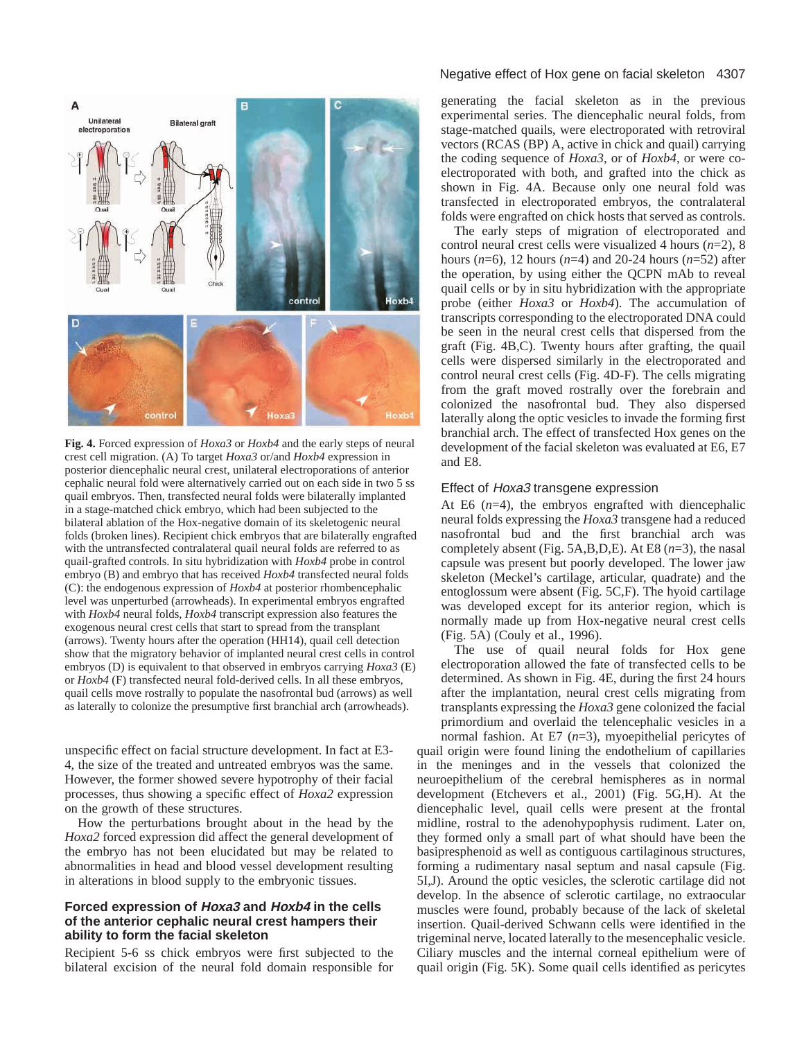**Fig. 4.** Forced expression of *Hoxa3* or *Hoxb4* and the early steps of neural crest cell migration. (A) To target *Hoxa3* or/and *Hoxb4* expression in posterior diencephalic neural crest, unilateral electroporations of anterior cephalic neural fold were alternatively carried out on each side in two 5 ss quail embryos. Then, transfected neural folds were bilaterally implanted in a stage-matched chick embryo, which had been subjected to the bilateral ablation of the Hox-negative domain of its skeletogenic neural folds (broken lines). Recipient chick embryos that are bilaterally engrafted with the untransfected contralateral quail neural folds are referred to as quail-grafted controls. In situ hybridization with *Hoxb4* probe in control embryo (B) and embryo that has received *Hoxb4* transfected neural folds (C): the endogenous expression of *Hoxb4* at posterior rhombencephalic level was unperturbed (arrowheads). In experimental embryos engrafted with *Hoxb4* neural folds, *Hoxb4* transcript expression also features the exogenous neural crest cells that start to spread from the transplant (arrows). Twenty hours after the operation (HH14), quail cell detection show that the migratory behavior of implanted neural crest cells in control embryos (D) is equivalent to that observed in embryos carrying *Hoxa3* (E) or *Hoxb4* (F) transfected neural fold-derived cells. In all these embryos, quail cells move rostrally to populate the nasofrontal bud (arrows) as well as laterally to colonize the presumptive first branchial arch (arrowheads).

unspecific effect on facial structure development. In fact at E3-4, the size of the treated and untreated embryos was the same. However, the former showed severe hypotrophy of their facial processes, thus showing a specific effect of *Hoxa2* expression on the growth of these structures.

How the perturbations brought about in the head by the *Hoxa2* forced expression did affect the general development of the embryo has not been elucidated but may be related to abnormalities in head and blood vessel development resulting in alterations in blood supply to the embryonic tissues.

## Forced expression of *Hoxa3* and *Hoxb4* in the cells of the anterior cephalic neural crest hampers their ability to form the facial skeleton

Recipient 5-6 ss chick embryos were first subjected to the bilateral excision of the neural fold domain responsible for generating the facial skeleton as in the previous experimental series. The diencephalic neural folds, from stage-matched quails, were electroporated with retroviral vectors (RCAS (BP) A, active in chick and quail) carrying the coding sequence of *Hoxa3*, or of *Hoxb4*, or were co-electroporated with both, and grafted into the chick as shown in Fig. 4A. Because only one neural fold was transfected in electroporated embryos, the contralateral folds were engrafted on chick hosts that served as controls.

The early steps of migration of electroporated and control neural crest cells were visualized 4 hours ($n$=2), 8 hours ($n$=6), 12 hours ($n$=4) and 20-24 hours ($n$=52) after the operation, by using either the QCPN mAb to reveal quail cells or by in situ hybridization with the appropriate probe (either *Hoxa3* or *Hoxb4*). The accumulation of transcripts corresponding to the electroporated DNA could be seen in the neural crest cells that dispersed from the graft (Fig. 4B,C). Twenty hours after grafting, the quail cells were dispersed similarly in the electroporated and control neural crest cells (Fig. 4D-F). The cells migrating from the graft moved rostrally over the forebrain and colonized the nasofrontal bud. They also dispersed laterally along the optic vesicles to invade the forming first branchial arch. The effect of transfected Hox genes on the development of the facial skeleton was evaluated at E6, E7 and E8.

### Effect of *Hoxa3* transgene expression

At E6 ($n$=4), the embryos engrafted with diencephalic neural folds expressing the *Hoxa3* transgene had a reduced nasofrontal bud and the first branchial arch was completely absent (Fig. 5A,B,D,E). At E8 ($n$=3), the nasal capsule was present but poorly developed. The lower jaw skeleton (Meckel's cartilage, articular, quadrate) and the entoglossum were absent (Fig. 5C,F). The hyoid cartilage was developed except for its anterior region, which is normally made up from Hox-negative neural crest cells (Fig. 5A) (Couly et al., 1996).

The use of quail neural folds for Hox gene electroporation allowed the fate of transfected cells to be determined. As shown in Fig. 4E, during the first 24 hours after the implantation, neural crest cells migrating from transplants expressing the *Hoxa3* gene colonized the facial primordium and overlaid the telencephalic vesicles in a normal fashion. At E7 ($n$=3), myoepithelial pericytes of quail origin were found lining the endothelium of capillaries in the meninges and in the vessels that colonized the neuroepithelium of the cerebral hemispheres as in normal development (Etchevers et al., 2001) (Fig. 5G,H). At the diencephalic level, quail cells were present at the frontal midline, rostral to the adenohypophysis rudiment. Later on, they formed only a small part of what should have been the basipresphenoid as well as contiguous cartilaginous structures, forming a rudimentary nasal septum and nasal capsule (Fig. 5I,J). Around the optic vesicles, the sclerotic cartilage did not develop. In the absence of sclerotic cartilage, no extraocular muscles were found, probably because of the lack of skeletal insertion. Quail-derived Schwann cells were identified in the trigeminal nerve, located laterally to the mesencephalic vesicle. Ciliary muscles and the internal corneal epithelium were of quail origin (Fig. 5K). Some quail cells identified as pericytes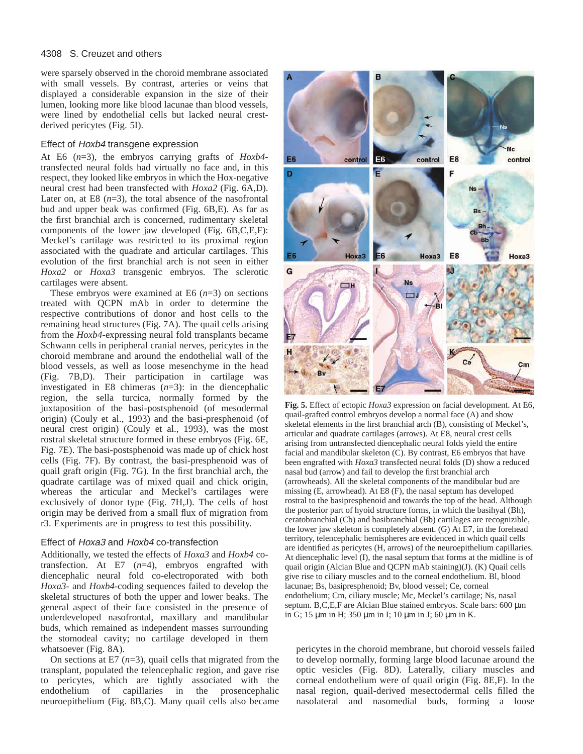were sparsely observed in the choroid membrane associated with small vessels. By contrast, arteries or veins that displayed a considerable expansion in the size of their lumen, looking more like blood lacunae than blood vessels, were lined by endothelial cells but lacked neural crest-derived pericytes (Fig. 5I).

### Effect of *Hoxb4* transgene expression

At E6 (*n*=3), the embryos carrying grafts of *Hoxb4*-transfected neural folds had virtually no face and, in this respect, they looked like embryos in which the Hox-negative neural crest had been transfected with *Hoxa2* (Fig. 6A,D). Later on, at E8 (*n*=3), the total absence of the nasofrontal bud and upper beak was confirmed (Fig. 6B,E). As far as the first branchial arch is concerned, rudimentary skeletal components of the lower jaw developed (Fig. 6B,C,E,F): Meckel's cartilage was restricted to its proximal region associated with the quadrate and articular cartilages. This evolution of the first branchial arch is not seen in either *Hoxa2* or *Hoxa3* transgenic embryos. The sclerotic cartilages were absent.

These embryos were examined at E6 (*n*=3) on sections treated with QCPN mAb in order to determine the respective contributions of donor and host cells to the remaining head structures (Fig. 7A). The quail cells arising from the *Hoxb4*-expressing neural fold transplants became Schwann cells in peripheral cranial nerves, pericytes in the choroid membrane and around the endothelial wall of the blood vessels, as well as loose mesenchyme in the head (Fig. 7B,D). Their participation in cartilage was investigated in E8 chimeras (*n*=3): in the diencephalic region, the sella turcica, normally formed by the juxtaposition of the basi-postsphenoid (of mesodermal origin) (Couly et al., 1993) and the basi-presphenoid (of neural crest origin) (Couly et al., 1993), was the most rostral skeletal structure formed in these embryos (Fig. 6E, Fig. 7E). The basi-postsphenoid was made up of chick host cells (Fig. 7F). By contrast, the basi-presphenoid was of quail graft origin (Fig. 7G). In the first branchial arch, the quadrate cartilage was of mixed quail and chick origin, whereas the articular and Meckel's cartilages were exclusively of donor type (Fig. 7H,J). The cells of host origin may be derived from a small flux of migration from r3. Experiments are in progress to test this possibility.

### Effect of *Hoxa3* and *Hoxb4* co-transfection

Additionally, we tested the effects of *Hoxa3* and *Hoxb4* co-transfection. At E7 (*n*=4), embryos engrafted with diencephalic neural fold co-electroporated with both *Hoxa3*- and *Hoxb4*-coding sequences failed to develop the skeletal structures of both the upper and lower beaks. The general aspect of their face consisted in the presence of underdeveloped nasofrontal, maxillary and mandibular buds, which remained as independent masses surrounding the stomodeal cavity; no cartilage developed in them whatsoever (Fig. 8A).

On sections at E7 (*n*=3), quail cells that migrated from the transplant, populated the telencephalic region, and gave rise to pericytes, which are tightly associated with the endothelium of capillaries in the prosencephalic neuroepithelium (Fig. 8B,C). Many quail cells also became pericytes in the choroid membrane, but choroid vessels failed to develop normally, forming large blood lacunae around the optic vesicles (Fig. 8D). Laterally, ciliary muscles and corneal endothelium were of quail origin (Fig. 8E,F). In the nasal region, quail-derived mesectodermal cells filled the nasolateral and nasomedial buds, forming a loose

**Fig. 5.** Effect of ectopic *Hoxa3* expression on facial development. At E6, quail-grafted control embryos develop a normal face (A) and show skeletal elements in the first branchial arch (B), consisting of Meckel's, articular and quadrate cartilages (arrows). At E8, neural crest cells arising from untransfected diencephalic neural folds yield the entire facial and mandibular skeleton (C). By contrast, E6 embryos that have been engrafted with *Hoxa3* transfected neural folds (D) show a reduced nasal bud (arrow) and fail to develop the first branchial arch (arrowheads). All the skeletal components of the mandibular bud are missing (E, arrowhead). At E8 (F), the nasal septum has developed rostral to the basipresphenoid and towards the top of the head. Although the posterior part of hyoid structure forms, in which the basihyal (Bh), ceratobranchial (Cb) and basibranchial (Bb) cartilages are recognizible, the lower jaw skeleton is completely absent. (G) At E7, in the forehead territory, telencephalic hemispheres are evidenced in which quail cells are identified as pericytes (H, arrows) of the neuroepithelium capillaries. At diencephalic level (I), the nasal septum that forms at the midline is of quail origin (Alcian Blue and QCPN mAb staining)(J). (K) Quail cells give rise to ciliary muscles and to the corneal endothelium. Bl, blood lacunae; Bs, basipresphenoid; Bv, blood vessel; Ce, corneal endothelium; Cm, ciliary muscle; Mc, Meckel's cartilage; Ns, nasal septum. B,C,E,F are Alcian Blue stained embryos. Scale bars: 600 µm in G; 15 µm in H; 350 µm in I; 10 µm in J; 60 µm in K.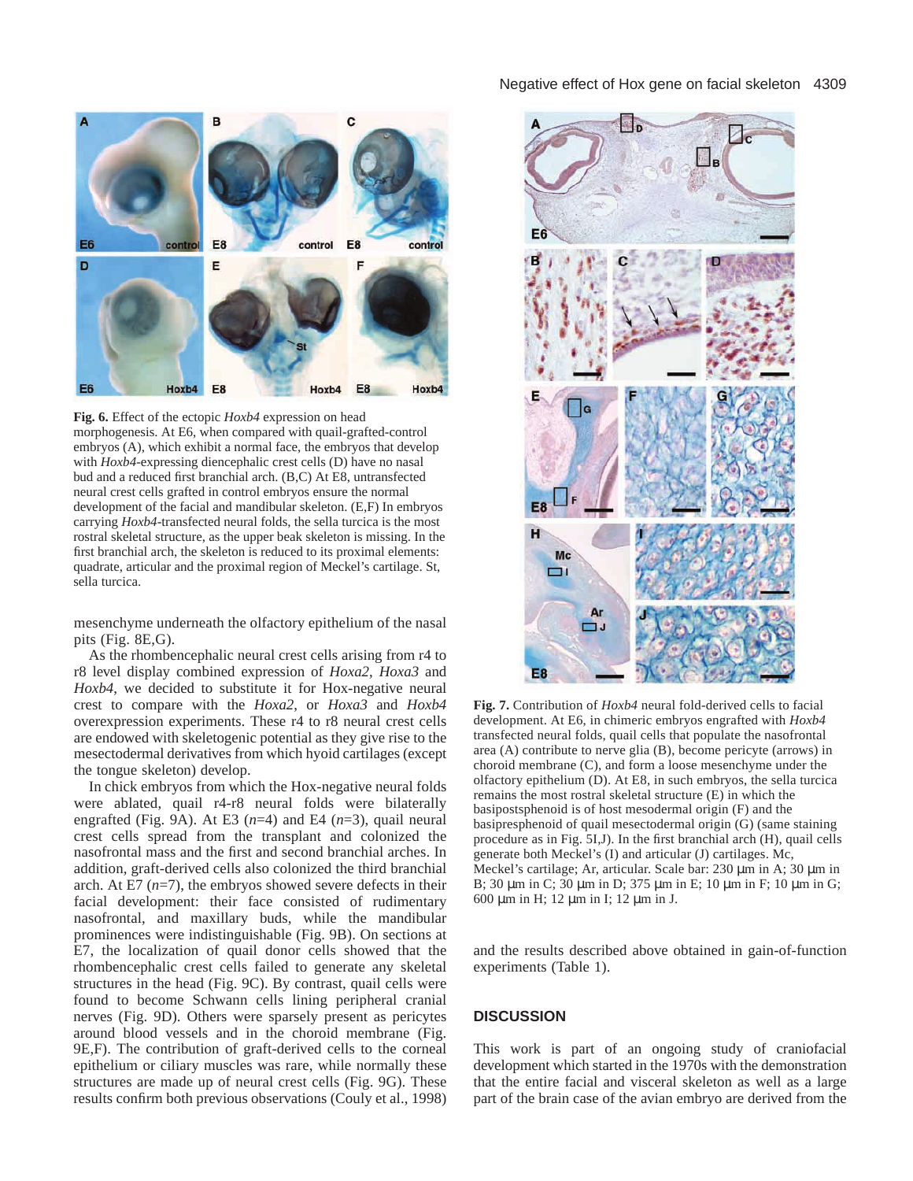**Fig. 6.** Effect of the ectopic *Hoxb4* expression on head morphogenesis. At E6, when compared with quail-grafted-control embryos (A), which exhibit a normal face, the embryos that develop with *Hoxb4*-expressing diencephalic crest cells (D) have no nasal bud and a reduced first branchial arch. (B,C) At E8, untransfected neural crest cells grafted in control embryos ensure the normal development of the facial and mandibular skeleton. (E,F) In embryos carrying *Hoxb4*-transfected neural folds, the sella turcica is the most rostral skeletal structure, as the upper beak skeleton is missing. In the first branchial arch, the skeleton is reduced to its proximal elements: quadrate, articular and the proximal region of Meckel's cartilage. St, sella turcica.

mesenchyme underneath the olfactory epithelium of the nasal pits (Fig. 8E,G).

As the rhombencephalic neural crest cells arising from r4 to r8 level display combined expression of *Hoxa2*, *Hoxa3* and *Hoxb4*, we decided to substitute it for Hox-negative neural crest to compare with the *Hoxa2*, or *Hoxa3* and *Hoxb4* overexpression experiments. These r4 to r8 neural crest cells are endowed with skeletogenic potential as they give rise to the mesectodermal derivatives from which hyoid cartilages (except the tongue skeleton) develop.

In chick embryos from which the Hox-negative neural folds were ablated, quail r4-r8 neural folds were bilaterally engrafted (Fig. 9A). At E3 ($n$=4) and E4 ($n$=3), quail neural crest cells spread from the transplant and colonized the nasofrontal mass and the first and second branchial arches. In addition, graft-derived cells also colonized the third branchial arch. At E7 ($n$=7), the embryos showed severe defects in their facial development: their face consisted of rudimentary nasofrontal, and maxillary buds, while the mandibular prominences were indistinguishable (Fig. 9B). On sections at E7, the localization of quail donor cells showed that the rhombencephalic crest cells failed to generate any skeletal structures in the head (Fig. 9C). By contrast, quail cells were found to become Schwann cells lining peripheral cranial nerves (Fig. 9D). Others were sparsely present as pericytes around blood vessels and in the choroid membrane (Fig. 9E,F). The contribution of graft-derived cells to the corneal epithelium or ciliary muscles was rare, while normally these structures are made up of neural crest cells (Fig. 9G). These results confirm both previous observations (Couly et al., 1998) and the results described above obtained in gain-of-function experiments (Table 1).

**Fig. 7.** Contribution of *Hoxb4* neural fold-derived cells to facial development. At E6, in chimeric embryos engrafted with *Hoxb4* transfected neural folds, quail cells that populate the nasofrontal area (A) contribute to nerve glia (B), become pericyte (arrows) in choroid membrane (C), and form a loose mesenchyme under the olfactory epithelium (D). At E8, in such embryos, the sella turcica remains the most rostral skeletal structure (E) in which the basipostsphenoid is of host mesodermal origin (F) and the basipresphenoid of quail mesectodermal origin (G) (same staining procedure as in Fig. 5I,J). In the first branchial arch (H), quail cells generate both Meckel's (I) and articular (J) cartilages. Mc, Meckel's cartilage; Ar, articular. Scale bar: 230 μm in A; 30 μm in B; 30 μm in C; 30 μm in D; 375 μm in E; 10 μm in F; 10 μm in G; 600 μm in H; 12 μm in I; 12 μm in J.

## DISCUSSION

This work is part of an ongoing study of craniofacial development which started in the 1970s with the demonstration that the entire facial and visceral skeleton as well as a large part of the brain case of the avian embryo are derived from the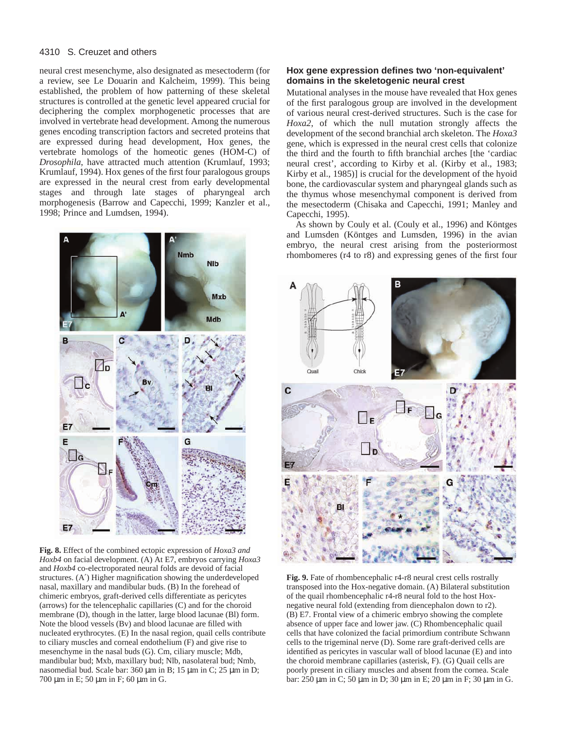neural crest mesenchyme, also designated as mesectoderm (for a review, see Le Douarin and Kalcheim, 1999). This being established, the problem of how patterning of these skeletal structures is controlled at the genetic level appeared crucial for deciphering the complex morphogenetic processes that are involved in vertebrate head development. Among the numerous genes encoding transcription factors and secreted proteins that are expressed during head development, Hox genes, the vertebrate homologs of the homeotic genes (HOM-C) of *Drosophila*, have attracted much attention (Krumlauf, 1993; Krumlauf, 1994). Hox genes of the first four paralogous groups are expressed in the neural crest from early developmental stages and through late stages of pharyngeal arch morphogenesis (Barrow and Capecchi, 1999; Kanzler et al., 1998; Prince and Lumdsen, 1994).

**Fig. 8.** Effect of the combined ectopic expression of *Hoxa3 and Hoxb4* on facial development. (A) At E7, embryos carrying *Hoxa3* and *Hoxb4* co-electroporated neural folds are devoid of facial structures. (A′) Higher magnification showing the underdeveloped nasal, maxillary and mandibular buds. (B) In the forehead of chimeric embryos, graft-derived cells differentiate as pericytes (arrows) for the telencephalic capillaries (C) and for the choroid membrane (D), though in the latter, large blood lacunae (Bl) form. Note the blood vessels (Bv) and blood lacunae are filled with nucleated erythrocytes. (E) In the nasal region, quail cells contribute to ciliary muscles and corneal endothelium (F) and give rise to mesenchyme in the nasal buds (G). Cm, ciliary muscle; Mdb, mandibular bud; Mxb, maxillary bud; Nlb, nasolateral bud; Nmb, nasomedial bud. Scale bar: 360 µm in B; 15 µm in C; 25 µm in D; 700 µm in E; 50 µm in F; 60 µm in G.

## Hox gene expression defines two 'non-equivalent' domains in the skeletogenic neural crest

Mutational analyses in the mouse have revealed that Hox genes of the first paralogous group are involved in the development of various neural crest-derived structures. Such is the case for *Hoxa2*, of which the null mutation strongly affects the development of the second branchial arch skeleton. The *Hoxa3* gene, which is expressed in the neural crest cells that colonize the third and the fourth to fifth branchial arches [the 'cardiac neural crest', according to Kirby et al. (Kirby et al., 1983; Kirby et al., 1985)] is crucial for the development of the hyoid bone, the cardiovascular system and pharyngeal glands such as the thymus whose mesenchymal component is derived from the mesectoderm (Chisaka and Capecchi, 1991; Manley and Capecchi, 1995).

As shown by Couly et al. (Couly et al., 1996) and Köntges and Lumsden (Köntges and Lumsden, 1996) in the avian embryo, the neural crest arising from the posteriormost rhombomeres (r4 to r8) and expressing genes of the first four

**Fig. 9.** Fate of rhombencephalic r4-r8 neural crest cells rostrally transposed into the Hox-negative domain. (A) Bilateral substitution of the quail rhombencephalic r4-r8 neural fold to the host Hox-negative neural fold (extending from diencephalon down to r2). (B) E7. Frontal view of a chimeric embryo showing the complete absence of upper face and lower jaw. (C) Rhombencephalic quail cells that have colonized the facial primordium contribute Schwann cells to the trigeminal nerve (D). Some rare graft-derived cells are identified as pericytes in vascular wall of blood lacunae (E) and into the choroid membrane capillaries (asterisk, F). (G) Quail cells are poorly present in ciliary muscles and absent from the cornea. Scale bar: 250 µm in C; 50 µm in D; 30 µm in E; 20 µm in F; 30 µm in G.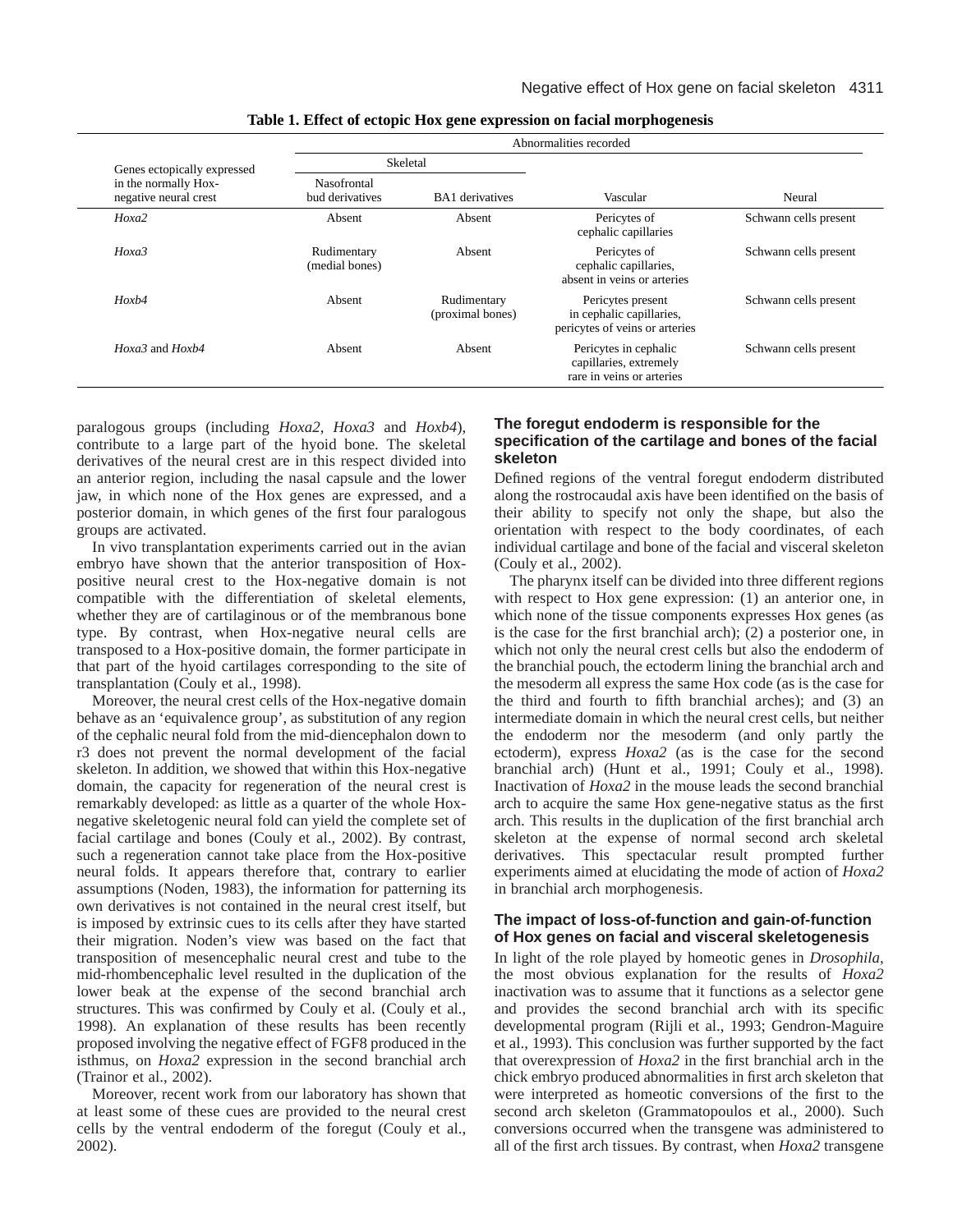**Table 1. Effect of ectopic Hox gene expression on facial morphogenesis**

| Genes ectopically expressed in the normally Hox-negative neural crest | Abnormalities recorded | | | |
|---|---|---|---|---|
| | Skeletal | | | |
| | Nasofrontal bud derivatives | BA1 derivatives | Vascular | Neural |
| *Hoxa2* | Absent | Absent | Pericytes of cephalic capillaries | Schwann cells present |
| *Hoxa3* | Rudimentary (medial bones) | Absent | Pericytes of cephalic capillaries, absent in veins or arteries | Schwann cells present |
| *Hoxb4* | Absent | Rudimentary (proximal bones) | Pericytes present in cephalic capillaries, pericytes of veins or arteries | Schwann cells present |
| *Hoxa3* and *Hoxb4* | Absent | Absent | Pericytes in cephalic capillaries, extremely rare in veins or arteries | Schwann cells present |

paralogous groups (including *Hoxa2*, *Hoxa3* and *Hoxb4*), contribute to a large part of the hyoid bone. The skeletal derivatives of the neural crest are in this respect divided into an anterior region, including the nasal capsule and the lower jaw, in which none of the Hox genes are expressed, and a posterior domain, in which genes of the first four paralogous groups are activated.

In vivo transplantation experiments carried out in the avian embryo have shown that the anterior transposition of Hox-positive neural crest to the Hox-negative domain is not compatible with the differentiation of skeletal elements, whether they are of cartilaginous or of the membranous bone type. By contrast, when Hox-negative neural cells are transposed to a Hox-positive domain, the former participate in that part of the hyoid cartilages corresponding to the site of transplantation (Couly et al., 1998).

Moreover, the neural crest cells of the Hox-negative domain behave as an 'equivalence group', as substitution of any region of the cephalic neural fold from the mid-diencephalon down to r3 does not prevent the normal development of the facial skeleton. In addition, we showed that within this Hox-negative domain, the capacity for regeneration of the neural crest is remarkably developed: as little as a quarter of the whole Hox-negative skeletogenic neural fold can yield the complete set of facial cartilage and bones (Couly et al., 2002). By contrast, such a regeneration cannot take place from the Hox-positive neural folds. It appears therefore that, contrary to earlier assumptions (Noden, 1983), the information for patterning its own derivatives is not contained in the neural crest itself, but is imposed by extrinsic cues to its cells after they have started their migration. Noden's view was based on the fact that transposition of mesencephalic neural crest and tube to the mid-rhombencephalic level resulted in the duplication of the lower beak at the expense of the second branchial arch structures. This was confirmed by Couly et al. (Couly et al., 1998). An explanation of these results has been recently proposed involving the negative effect of FGF8 produced in the isthmus, on *Hoxa2* expression in the second branchial arch (Trainor et al., 2002).

Moreover, recent work from our laboratory has shown that at least some of these cues are provided to the neural crest cells by the ventral endoderm of the foregut (Couly et al., 2002).

### The foregut endoderm is responsible for the specification of the cartilage and bones of the facial skeleton

Defined regions of the ventral foregut endoderm distributed along the rostrocaudal axis have been identified on the basis of their ability to specify not only the shape, but also the orientation with respect to the body coordinates, of each individual cartilage and bone of the facial and visceral skeleton (Couly et al., 2002).

The pharynx itself can be divided into three different regions with respect to Hox gene expression: (1) an anterior one, in which none of the tissue components expresses Hox genes (as is the case for the first branchial arch); (2) a posterior one, in which not only the neural crest cells but also the endoderm of the branchial pouch, the ectoderm lining the branchial arch and the mesoderm all express the same Hox code (as is the case for the third and fourth to fifth branchial arches); and (3) an intermediate domain in which the neural crest cells, but neither the endoderm nor the mesoderm (and only partly the ectoderm), express *Hoxa2* (as is the case for the second branchial arch) (Hunt et al., 1991; Couly et al., 1998). Inactivation of *Hoxa2* in the mouse leads the second branchial arch to acquire the same Hox gene-negative status as the first arch. This results in the duplication of the first branchial arch skeleton at the expense of normal second arch skeletal derivatives. This spectacular result prompted further experiments aimed at elucidating the mode of action of *Hoxa2* in branchial arch morphogenesis.

### The impact of loss-of-function and gain-of-function of Hox genes on facial and visceral skeletogenesis

In light of the role played by homeotic genes in *Drosophila*, the most obvious explanation for the results of *Hoxa2* inactivation was to assume that it functions as a selector gene and provides the second branchial arch with its specific developmental program (Rijli et al., 1993; Gendron-Maguire et al., 1993). This conclusion was further supported by the fact that overexpression of *Hoxa2* in the first branchial arch in the chick embryo produced abnormalities in first arch skeleton that were interpreted as homeotic conversions of the first to the second arch skeleton (Grammatopoulos et al., 2000). Such conversions occurred when the transgene was administered to all of the first arch tissues. By contrast, when *Hoxa2* transgene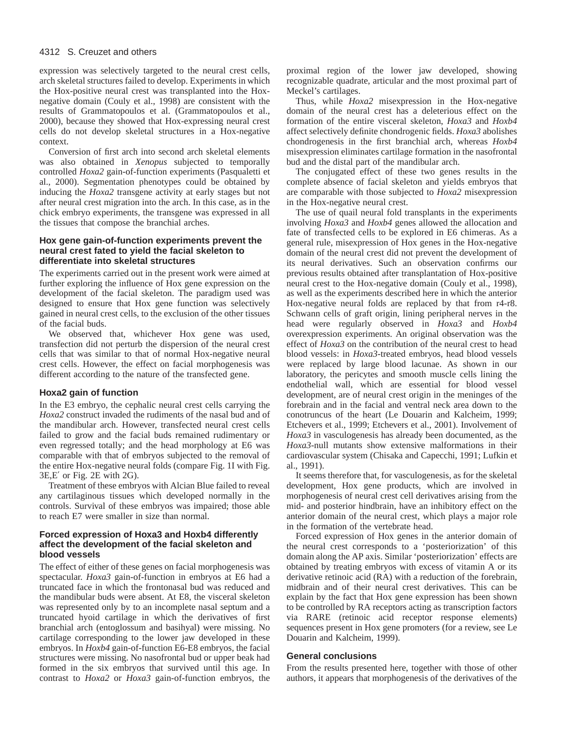expression was selectively targeted to the neural crest cells, arch skeletal structures failed to develop. Experiments in which the Hox-positive neural crest was transplanted into the Hox-negative domain (Couly et al., 1998) are consistent with the results of Grammatopoulos et al. (Grammatopoulos et al., 2000), because they showed that Hox-expressing neural crest cells do not develop skeletal structures in a Hox-negative context.

Conversion of first arch into second arch skeletal elements was also obtained in *Xenopus* subjected to temporally controlled *Hoxa2* gain-of-function experiments (Pasqualetti et al., 2000). Segmentation phenotypes could be obtained by inducing the *Hoxa2* transgene activity at early stages but not after neural crest migration into the arch. In this case, as in the chick embryo experiments, the transgene was expressed in all the tissues that compose the branchial arches.

### Hox gene gain-of-function experiments prevent the neural crest fated to yield the facial skeleton to differentiate into skeletal structures

The experiments carried out in the present work were aimed at further exploring the influence of Hox gene expression on the development of the facial skeleton. The paradigm used was designed to ensure that Hox gene function was selectively gained in neural crest cells, to the exclusion of the other tissues of the facial buds.

We observed that, whichever Hox gene was used, transfection did not perturb the dispersion of the neural crest cells that was similar to that of normal Hox-negative neural crest cells. However, the effect on facial morphogenesis was different according to the nature of the transfected gene.

### Hoxa2 gain of function

In the E3 embryo, the cephalic neural crest cells carrying the *Hoxa2* construct invaded the rudiments of the nasal bud and of the mandibular arch. However, transfected neural crest cells failed to grow and the facial buds remained rudimentary or even regressed totally; and the head morphology at E6 was comparable with that of embryos subjected to the removal of the entire Hox-negative neural folds (compare Fig. 1I with Fig. 3E,E′ or Fig. 2E with 2G).

Treatment of these embryos with Alcian Blue failed to reveal any cartilaginous tissues which developed normally in the controls. Survival of these embryos was impaired; those able to reach E7 were smaller in size than normal.

### Forced expression of Hoxa3 and Hoxb4 differently affect the development of the facial skeleton and blood vessels

The effect of either of these genes on facial morphogenesis was spectacular. *Hoxa3* gain-of-function in embryos at E6 had a truncated face in which the frontonasal bud was reduced and the mandibular buds were absent. At E8, the visceral skeleton was represented only by to an incomplete nasal septum and a truncated hyoid cartilage in which the derivatives of first branchial arch (entoglossum and basihyal) were missing. No cartilage corresponding to the lower jaw developed in these embryos. In *Hoxb4* gain-of-function E6-E8 embryos, the facial structures were missing. No nasofrontal bud or upper beak had formed in the six embryos that survived until this age. In contrast to *Hoxa2* or *Hoxa3* gain-of-function embryos, the proximal region of the lower jaw developed, showing recognizable quadrate, articular and the most proximal part of Meckel's cartilages.

Thus, while *Hoxa2* misexpression in the Hox-negative domain of the neural crest has a deleterious effect on the formation of the entire visceral skeleton, *Hoxa3* and *Hoxb4* affect selectively definite chondrogenic fields. *Hoxa3* abolishes chondrogenesis in the first branchial arch, whereas *Hoxb4* misexpression eliminates cartilage formation in the nasofrontal bud and the distal part of the mandibular arch.

The conjugated effect of these two genes results in the complete absence of facial skeleton and yields embryos that are comparable with those subjected to *Hoxa2* misexpression in the Hox-negative neural crest.

The use of quail neural fold transplants in the experiments involving *Hoxa3* and *Hoxb4* genes allowed the allocation and fate of transfected cells to be explored in E6 chimeras. As a general rule, misexpression of Hox genes in the Hox-negative domain of the neural crest did not prevent the development of its neural derivatives. Such an observation confirms our previous results obtained after transplantation of Hox-positive neural crest to the Hox-negative domain (Couly et al., 1998), as well as the experiments described here in which the anterior Hox-negative neural folds are replaced by that from r4-r8. Schwann cells of graft origin, lining peripheral nerves in the head were regularly observed in *Hoxa3* and *Hoxb4* overexpression experiments. An original observation was the effect of *Hoxa3* on the contribution of the neural crest to head blood vessels: in *Hoxa3*-treated embryos, head blood vessels were replaced by large blood lacunae. As shown in our laboratory, the pericytes and smooth muscle cells lining the endothelial wall, which are essential for blood vessel development, are of neural crest origin in the meninges of the forebrain and in the facial and ventral neck area down to the conotruncus of the heart (Le Douarin and Kalcheim, 1999; Etchevers et al., 1999; Etchevers et al., 2001). Involvement of *Hoxa3* in vasculogenesis has already been documented, as the *Hoxa3*-null mutants show extensive malformations in their cardiovascular system (Chisaka and Capecchi, 1991; Lufkin et al., 1991).

It seems therefore that, for vasculogenesis, as for the skeletal development, Hox gene products, which are involved in morphogenesis of neural crest cell derivatives arising from the mid- and posterior hindbrain, have an inhibitory effect on the anterior domain of the neural crest, which plays a major role in the formation of the vertebrate head.

Forced expression of Hox genes in the anterior domain of the neural crest corresponds to a 'posteriorization' of this domain along the AP axis. Similar 'posteriorization' effects are obtained by treating embryos with excess of vitamin A or its derivative retinoic acid (RA) with a reduction of the forebrain, midbrain and of their neural crest derivatives. This can be explain by the fact that Hox gene expression has been shown to be controlled by RA receptors acting as transcription factors via RARE (retinoic acid receptor response elements) sequences present in Hox gene promoters (for a review, see Le Douarin and Kalcheim, 1999).

### General conclusions

From the results presented here, together with those of other authors, it appears that morphogenesis of the derivatives of the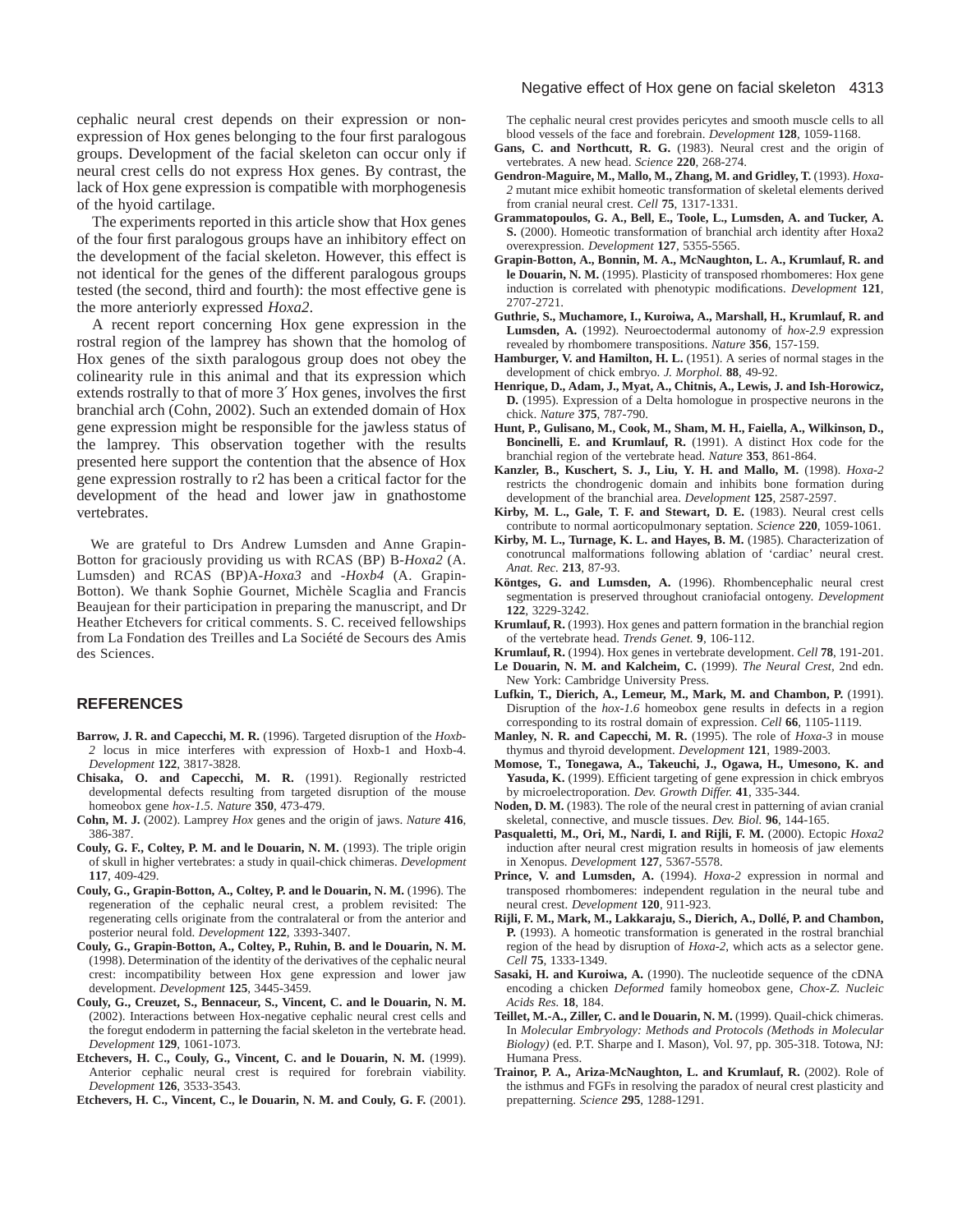cephalic neural crest depends on their expression or non-expression of Hox genes belonging to the four first paralogous groups. Development of the facial skeleton can occur only if neural crest cells do not express Hox genes. By contrast, the lack of Hox gene expression is compatible with morphogenesis of the hyoid cartilage.

The experiments reported in this article show that Hox genes of the four first paralogous groups have an inhibitory effect on the development of the facial skeleton. However, this effect is not identical for the genes of the different paralogous groups tested (the second, third and fourth): the most effective gene is the more anteriorly expressed *Hoxa2*.

A recent report concerning Hox gene expression in the rostral region of the lamprey has shown that the homolog of Hox genes of the sixth paralogous group does not obey the colinearity rule in this animal and that its expression which extends rostrally to that of more 3′ Hox genes, involves the first branchial arch (Cohn, 2002). Such an extended domain of Hox gene expression might be responsible for the jawless status of the lamprey. This observation together with the results presented here support the contention that the absence of Hox gene expression rostrally to r2 has been a critical factor for the development of the head and lower jaw in gnathostome vertebrates.

We are grateful to Drs Andrew Lumsden and Anne Grapin-Botton for graciously providing us with RCAS (BP) B-*Hoxa2* (A. Lumsden) and RCAS (BP)A-*Hoxa3* and -*Hoxb4* (A. Grapin-Botton). We thank Sophie Gournet, Michèle Scaglia and Francis Beaujean for their participation in preparing the manuscript, and Dr Heather Etchevers for critical comments. S. C. received fellowships from La Fondation des Treilles and La Société de Secours des Amis des Sciences.

## REFERENCES

**Barrow, J. R. and Capecchi, M. R.** (1996). Targeted disruption of the *Hoxb-2* locus in mice interferes with expression of Hoxb-1 and Hoxb-4. *Development* **122**, 3817-3828.

**Chisaka, O. and Capecchi, M. R.** (1991). Regionally restricted developmental defects resulting from targeted disruption of the mouse homeobox gene *hox-1.5*. *Nature* **350**, 473-479.

**Cohn, M. J.** (2002). Lamprey *Hox* genes and the origin of jaws. *Nature* **416**, 386-387.

**Couly, G. F., Coltey, P. M. and le Douarin, N. M.** (1993). The triple origin of skull in higher vertebrates: a study in quail-chick chimeras. *Development* **117**, 409-429.

**Couly, G., Grapin-Botton, A., Coltey, P. and le Douarin, N. M.** (1996). The regeneration of the cephalic neural crest, a problem revisited: The regenerating cells originate from the contralateral or from the anterior and posterior neural fold. *Development* **122**, 3393-3407.

**Couly, G., Grapin-Botton, A., Coltey, P., Ruhin, B. and le Douarin, N. M.** (1998). Determination of the identity of the derivatives of the cephalic neural crest: incompatibility between Hox gene expression and lower jaw development. *Development* **125**, 3445-3459.

**Couly, G., Creuzet, S., Bennaceur, S., Vincent, C. and le Douarin, N. M.** (2002). Interactions between Hox-negative cephalic neural crest cells and the foregut endoderm in patterning the facial skeleton in the vertebrate head. *Development* **129**, 1061-1073.

**Etchevers, H. C., Couly, G., Vincent, C. and le Douarin, N. M.** (1999). Anterior cephalic neural crest is required for forebrain viability. *Development* **126**, 3533-3543.

**Etchevers, H. C., Vincent, C., le Douarin, N. M. and Couly, G. F.** (2001). The cephalic neural crest provides pericytes and smooth muscle cells to all blood vessels of the face and forebrain. *Development* **128**, 1059-1168.

**Gans, C. and Northcutt, R. G.** (1983). Neural crest and the origin of vertebrates. A new head. *Science* **220**, 268-274.

**Gendron-Maguire, M., Mallo, M., Zhang, M. and Gridley, T.** (1993). *Hoxa-2* mutant mice exhibit homeotic transformation of skeletal elements derived from cranial neural crest. *Cell* **75**, 1317-1331.

**Grammatopoulos, G. A., Bell, E., Toole, L., Lumsden, A. and Tucker, A. S.** (2000). Homeotic transformation of branchial arch identity after Hoxa2 overexpression. *Development* **127**, 5355-5565.

**Grapin-Botton, A., Bonnin, M. A., McNaughton, L. A., Krumlauf, R. and le Douarin, N. M.** (1995). Plasticity of transposed rhombomeres: Hox gene induction is correlated with phenotypic modifications. *Development* **121**, 2707-2721.

**Guthrie, S., Muchamore, I., Kuroiwa, A., Marshall, H., Krumlauf, R. and Lumsden, A.** (1992). Neuroectodermal autonomy of *hox-2.9* expression revealed by rhombomere transpositions. *Nature* **356**, 157-159.

**Hamburger, V. and Hamilton, H. L.** (1951). A series of normal stages in the development of chick embryo. *J. Morphol.* **88**, 49-92.

**Henrique, D., Adam, J., Myat, A., Chitnis, A., Lewis, J. and Ish-Horowicz, D.** (1995). Expression of a Delta homologue in prospective neurons in the chick. *Nature* **375**, 787-790.

**Hunt, P., Gulisano, M., Cook, M., Sham, M. H., Faiella, A., Wilkinson, D., Boncinelli, E. and Krumlauf, R.** (1991). A distinct Hox code for the branchial region of the vertebrate head. *Nature* **353**, 861-864.

**Kanzler, B., Kuschert, S. J., Liu, Y. H. and Mallo, M.** (1998). *Hoxa-2* restricts the chondrogenic domain and inhibits bone formation during development of the branchial area. *Development* **125**, 2587-2597.

**Kirby, M. L., Gale, T. F. and Stewart, D. E.** (1983). Neural crest cells contribute to normal aorticopulmonary septation. *Science* **220**, 1059-1061.

**Kirby, M. L., Turnage, K. L. and Hayes, B. M.** (1985). Characterization of conotruncal malformations following ablation of 'cardiac' neural crest. *Anat. Rec.* **213**, 87-93.

**Köntges, G. and Lumsden, A.** (1996). Rhombencephalic neural crest segmentation is preserved throughout craniofacial ontogeny. *Development* **122**, 3229-3242.

**Krumlauf, R.** (1993). Hox genes and pattern formation in the branchial region of the vertebrate head. *Trends Genet.* **9**, 106-112.

**Krumlauf, R.** (1994). Hox genes in vertebrate development. *Cell* **78**, 191-201.

**Le Douarin, N. M. and Kalcheim, C.** (1999). *The Neural Crest*, 2nd edn. New York: Cambridge University Press.

**Lufkin, T., Dierich, A., Lemeur, M., Mark, M. and Chambon, P.** (1991). Disruption of the *hox-1.6* homeobox gene results in defects in a region corresponding to its rostral domain of expression. *Cell* **66**, 1105-1119.

**Manley, N. R. and Capecchi, M. R.** (1995). The role of *Hoxa-3* in mouse thymus and thyroid development. *Development* **121**, 1989-2003.

**Momose, T., Tonegawa, A., Takeuchi, J., Ogawa, H., Umesono, K. and Yasuda, K.** (1999). Efficient targeting of gene expression in chick embryos by microelectroporation. *Dev. Growth Differ.* **41**, 335-344.

**Noden, D. M.** (1983). The role of the neural crest in patterning of avian cranial skeletal, connective, and muscle tissues. *Dev. Biol.* **96**, 144-165.

**Pasqualetti, M., Ori, M., Nardi, I. and Rijli, F. M.** (2000). Ectopic *Hoxa2* induction after neural crest migration results in homeosis of jaw elements in Xenopus. *Development* **127**, 5367-5578.

**Prince, V. and Lumsden, A.** (1994). *Hoxa-2* expression in normal and transposed rhombomeres: independent regulation in the neural tube and neural crest. *Development* **120**, 911-923.

**Rijli, F. M., Mark, M., Lakkaraju, S., Dierich, A., Dollé, P. and Chambon, P.** (1993). A homeotic transformation is generated in the rostral branchial region of the head by disruption of *Hoxa-2*, which acts as a selector gene. *Cell* **75**, 1333-1349.

**Sasaki, H. and Kuroiwa, A.** (1990). The nucleotide sequence of the cDNA encoding a chicken *Deformed* family homeobox gene, *Chox-Z. Nucleic Acids Res.* **18**, 184.

**Teillet, M.-A., Ziller, C. and le Douarin, N. M.** (1999). Quail-chick chimeras. In *Molecular Embryology: Methods and Protocols (Methods in Molecular Biology)* (ed. P.T. Sharpe and I. Mason), Vol. 97, pp. 305-318. Totowa, NJ: Humana Press.

**Trainor, P. A., Ariza-McNaughton, L. and Krumlauf, R.** (2002). Role of the isthmus and FGFs in resolving the paradox of neural crest plasticity and prepatterning. *Science* **295**, 1288-1291.